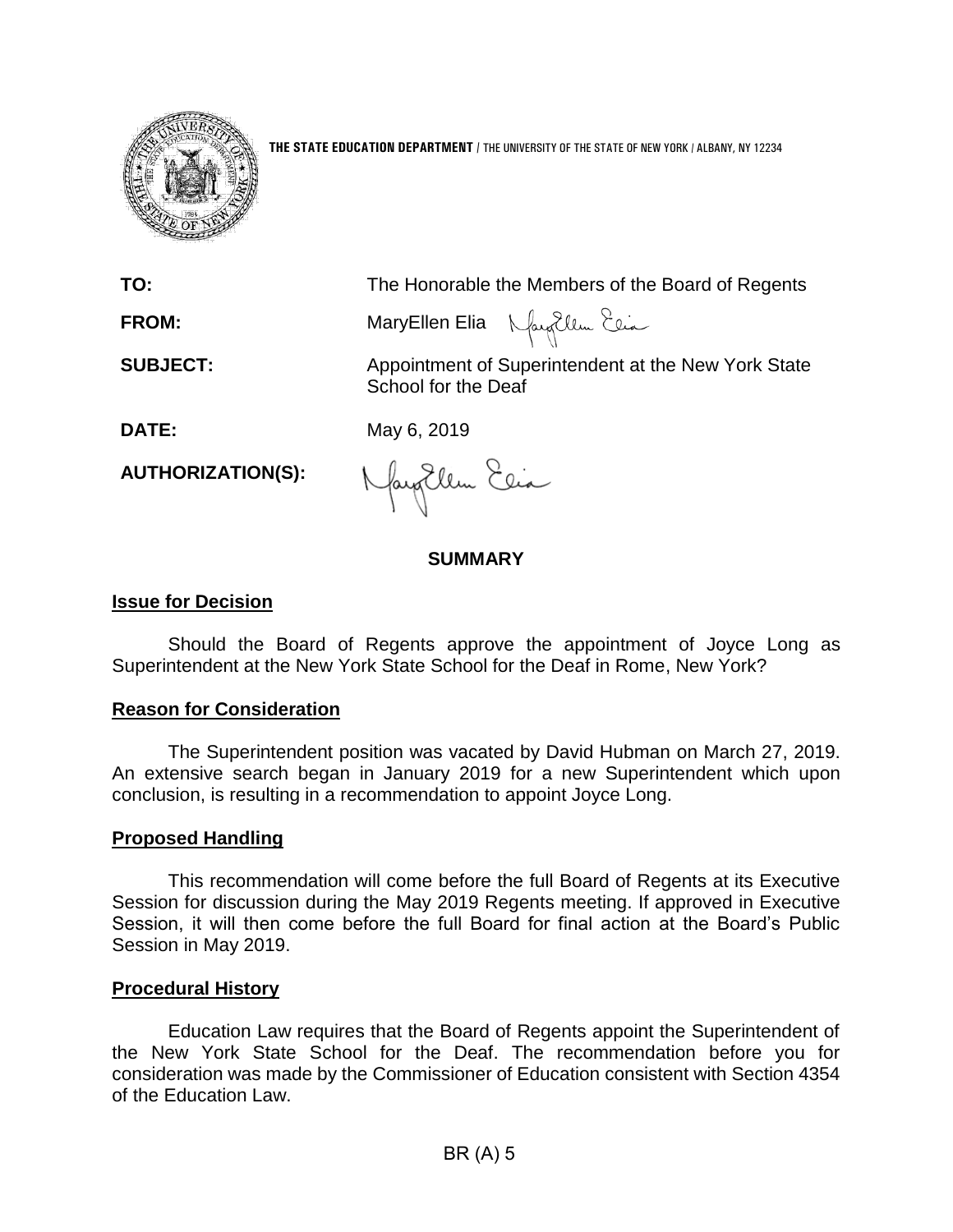**THE STATE EDUCATION DEPARTMENT** / THE UNIVERSITY OF THE STATE OF NEW YORK / ALBANY, NY 12234

| | |
|---|---|
| **TO:** | The Honorable the Members of the Board of Regents |
| **FROM:** | MaryEllen Elia |
| **SUBJECT:** | Appointment of Superintendent at the New York State School for the Deaf |
| **DATE:** | May 6, 2019 |
| **AUTHORIZATION(S):** | |

## SUMMARY

### Issue for Decision

Should the Board of Regents approve the appointment of Joyce Long as Superintendent at the New York State School for the Deaf in Rome, New York?

### Reason for Consideration

The Superintendent position was vacated by David Hubman on March 27, 2019. An extensive search began in January 2019 for a new Superintendent which upon conclusion, is resulting in a recommendation to appoint Joyce Long.

### Proposed Handling

This recommendation will come before the full Board of Regents at its Executive Session for discussion during the May 2019 Regents meeting. If approved in Executive Session, it will then come before the full Board for final action at the Board's Public Session in May 2019.

### Procedural History

Education Law requires that the Board of Regents appoint the Superintendent of the New York State School for the Deaf. The recommendation before you for consideration was made by the Commissioner of Education consistent with Section 4354 of the Education Law.

BR (A) 5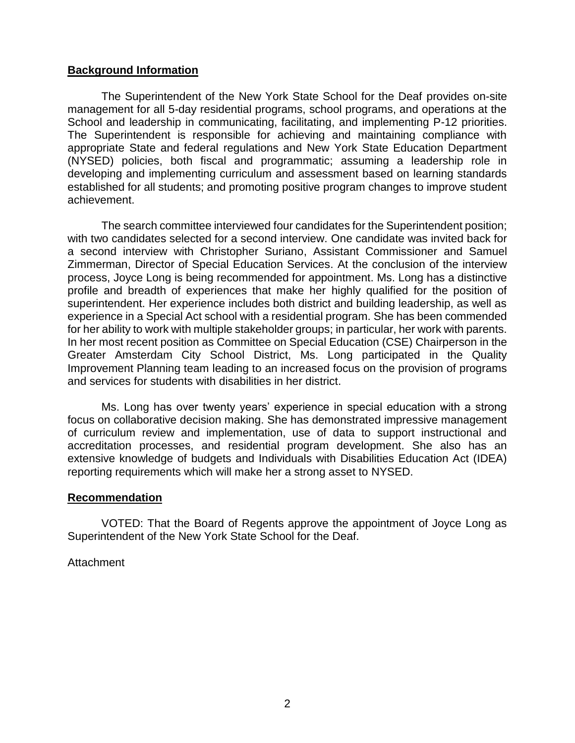## Background Information

The Superintendent of the New York State School for the Deaf provides on-site management for all 5-day residential programs, school programs, and operations at the School and leadership in communicating, facilitating, and implementing P-12 priorities. The Superintendent is responsible for achieving and maintaining compliance with appropriate State and federal regulations and New York State Education Department (NYSED) policies, both fiscal and programmatic; assuming a leadership role in developing and implementing curriculum and assessment based on learning standards established for all students; and promoting positive program changes to improve student achievement.

The search committee interviewed four candidates for the Superintendent position; with two candidates selected for a second interview. One candidate was invited back for a second interview with Christopher Suriano, Assistant Commissioner and Samuel Zimmerman, Director of Special Education Services. At the conclusion of the interview process, Joyce Long is being recommended for appointment. Ms. Long has a distinctive profile and breadth of experiences that make her highly qualified for the position of superintendent. Her experience includes both district and building leadership, as well as experience in a Special Act school with a residential program. She has been commended for her ability to work with multiple stakeholder groups; in particular, her work with parents. In her most recent position as Committee on Special Education (CSE) Chairperson in the Greater Amsterdam City School District, Ms. Long participated in the Quality Improvement Planning team leading to an increased focus on the provision of programs and services for students with disabilities in her district.

Ms. Long has over twenty years' experience in special education with a strong focus on collaborative decision making. She has demonstrated impressive management of curriculum review and implementation, use of data to support instructional and accreditation processes, and residential program development. She also has an extensive knowledge of budgets and Individuals with Disabilities Education Act (IDEA) reporting requirements which will make her a strong asset to NYSED.

## Recommendation

VOTED: That the Board of Regents approve the appointment of Joyce Long as Superintendent of the New York State School for the Deaf.

Attachment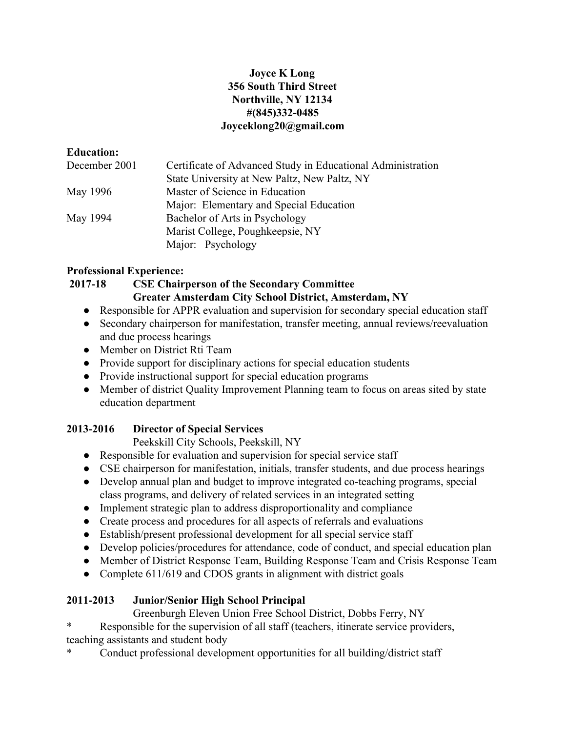**Joyce K Long**
**356 South Third Street**
**Northville, NY 12134**
**#(845)332-0485**
**Joyceklong20@gmail.com**

**Education:**

December 2001 — Certificate of Advanced Study in Educational Administration
State University at New Paltz, New Paltz, NY

May 1996 — Master of Science in Education
Major: Elementary and Special Education

May 1994 — Bachelor of Arts in Psychology
Marist College, Poughkeepsie, NY
Major: Psychology

**Professional Experience:**

**2017-18 CSE Chairperson of the Secondary Committee**
**Greater Amsterdam City School District, Amsterdam, NY**

- Responsible for APPR evaluation and supervision for secondary special education staff
- Secondary chairperson for manifestation, transfer meeting, annual reviews/reevaluation and due process hearings
- Member on District Rti Team
- Provide support for disciplinary actions for special education students
- Provide instructional support for special education programs
- Member of district Quality Improvement Planning team to focus on areas sited by state education department

**2013-2016 Director of Special Services**
Peekskill City Schools, Peekskill, NY

- Responsible for evaluation and supervision for special service staff
- CSE chairperson for manifestation, initials, transfer students, and due process hearings
- Develop annual plan and budget to improve integrated co-teaching programs, special class programs, and delivery of related services in an integrated setting
- Implement strategic plan to address disproportionality and compliance
- Create process and procedures for all aspects of referrals and evaluations
- Establish/present professional development for all special service staff
- Develop policies/procedures for attendance, code of conduct, and special education plan
- Member of District Response Team, Building Response Team and Crisis Response Team
- Complete 611/619 and CDOS grants in alignment with district goals

**2011-2013 Junior/Senior High School Principal**
Greenburgh Eleven Union Free School District, Dobbs Ferry, NY

* Responsible for the supervision of all staff (teachers, itinerate service providers, teaching assistants and student body
* Conduct professional development opportunities for all building/district staff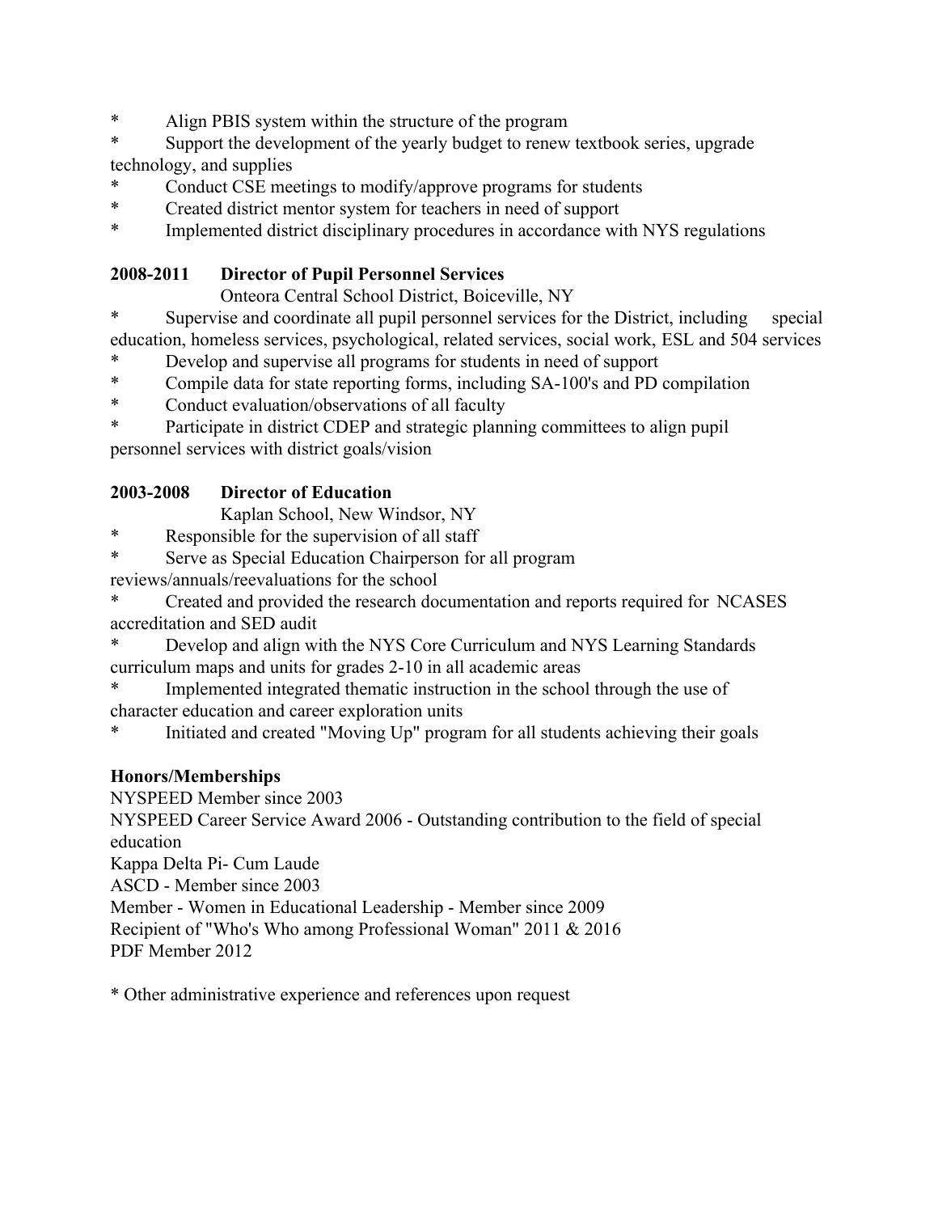* Align PBIS system within the structure of the program
* Support the development of the yearly budget to renew textbook series, upgrade technology, and supplies
* Conduct CSE meetings to modify/approve programs for students
* Created district mentor system for teachers in need of support
* Implemented district disciplinary procedures in accordance with NYS regulations

**2008-2011 Director of Pupil Personnel Services**

Onteora Central School District, Boiceville, NY

* Supervise and coordinate all pupil personnel services for the District, including special education, homeless services, psychological, related services, social work, ESL and 504 services
* Develop and supervise all programs for students in need of support
* Compile data for state reporting forms, including SA-100's and PD compilation
* Conduct evaluation/observations of all faculty
* Participate in district CDEP and strategic planning committees to align pupil personnel services with district goals/vision

**2003-2008 Director of Education**

Kaplan School, New Windsor, NY

* Responsible for the supervision of all staff
* Serve as Special Education Chairperson for all program reviews/annuals/reevaluations for the school
* Created and provided the research documentation and reports required for NCASES accreditation and SED audit
* Develop and align with the NYS Core Curriculum and NYS Learning Standards curriculum maps and units for grades 2-10 in all academic areas
* Implemented integrated thematic instruction in the school through the use of character education and career exploration units
* Initiated and created "Moving Up" program for all students achieving their goals

**Honors/Memberships**

NYSPEED Member since 2003
NYSPEED Career Service Award 2006 - Outstanding contribution to the field of special education
Kappa Delta Pi- Cum Laude
ASCD - Member since 2003
Member - Women in Educational Leadership - Member since 2009
Recipient of "Who's Who among Professional Woman" 2011 & 2016
PDF Member 2012

\* Other administrative experience and references upon request